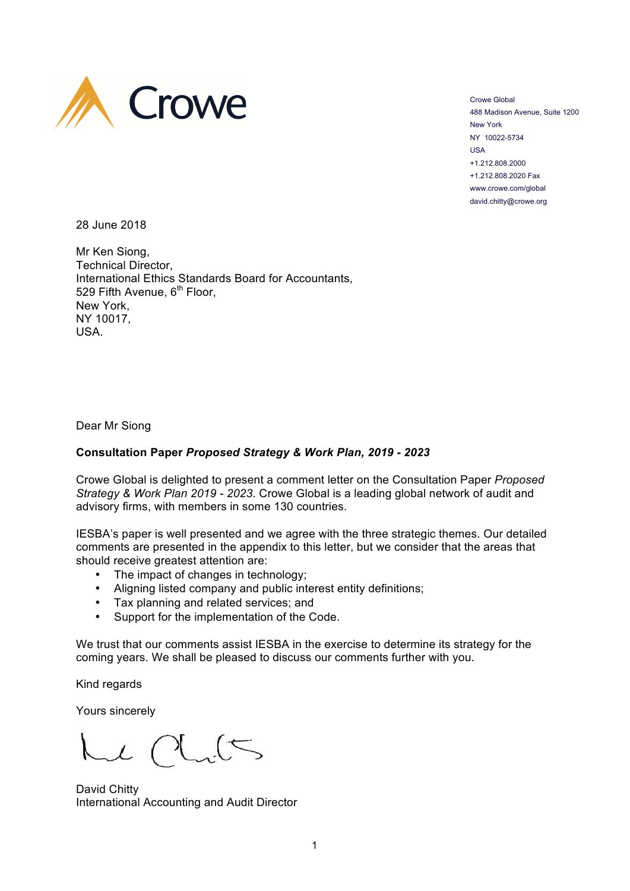Crowe

Crowe Global
488 Madison Avenue, Suite 1200
New York
NY 10022-5734
USA
+1.212.808.2000
+1.212.808.2020 Fax
www.crowe.com/global
david.chitty@crowe.org

28 June 2018

Mr Ken Siong,
Technical Director,
International Ethics Standards Board for Accountants,
529 Fifth Avenue, 6th Floor,
New York,
NY 10017,
USA.

Dear Mr Siong

**Consultation Paper *Proposed Strategy & Work Plan, 2019 - 2023***

Crowe Global is delighted to present a comment letter on the Consultation Paper *Proposed Strategy & Work Plan 2019 - 2023*. Crowe Global is a leading global network of audit and advisory firms, with members in some 130 countries.

IESBA's paper is well presented and we agree with the three strategic themes. Our detailed comments are presented in the appendix to this letter, but we consider that the areas that should receive greatest attention are:

- The impact of changes in technology;
- Aligning listed company and public interest entity definitions;
- Tax planning and related services; and
- Support for the implementation of the Code.

We trust that our comments assist IESBA in the exercise to determine its strategy for the coming years. We shall be pleased to discuss our comments further with you.

Kind regards

Yours sincerely

David Chitty
International Accounting and Audit Director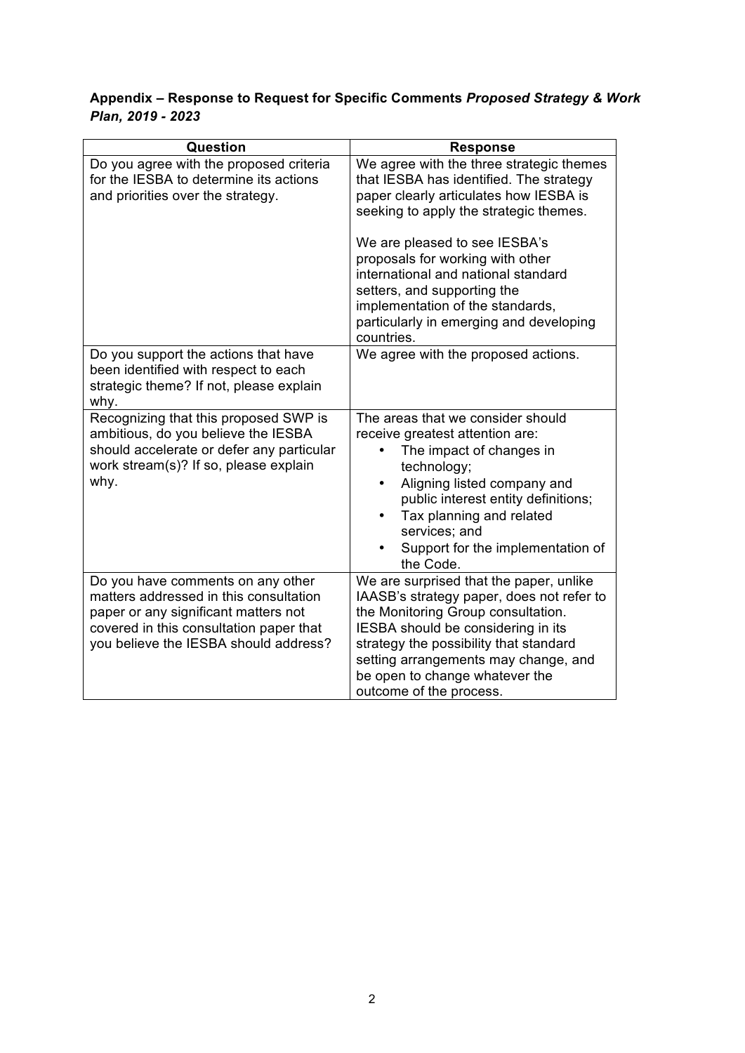**Appendix – Response to Request for Specific Comments *Proposed Strategy & Work Plan, 2019 - 2023***

| Question | Response |
| --- | --- |
| Do you agree with the proposed criteria for the IESBA to determine its actions and priorities over the strategy. | We agree with the three strategic themes that IESBA has identified. The strategy paper clearly articulates how IESBA is seeking to apply the strategic themes.<br><br>We are pleased to see IESBA's proposals for working with other international and national standard setters, and supporting the implementation of the standards, particularly in emerging and developing countries. |
| Do you support the actions that have been identified with respect to each strategic theme? If not, please explain why. | We agree with the proposed actions. |
| Recognizing that this proposed SWP is ambitious, do you believe the IESBA should accelerate or defer any particular work stream(s)? If so, please explain why. | The areas that we consider should receive greatest attention are:<br>• The impact of changes in technology;<br>• Aligning listed company and public interest entity definitions;<br>• Tax planning and related services; and<br>• Support for the implementation of the Code. |
| Do you have comments on any other matters addressed in this consultation paper or any significant matters not covered in this consultation paper that you believe the IESBA should address? | We are surprised that the paper, unlike IAASB's strategy paper, does not refer to the Monitoring Group consultation. IESBA should be considering in its strategy the possibility that standard setting arrangements may change, and be open to change whatever the outcome of the process. |